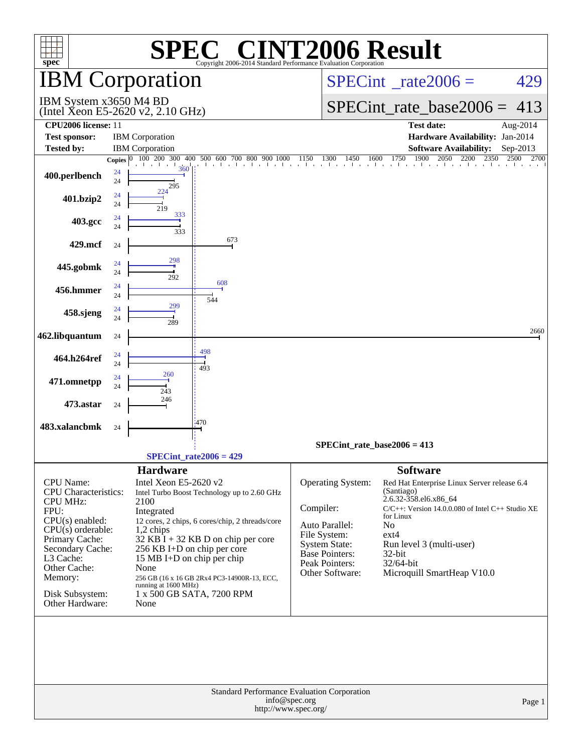# SPEC® CINT2006 Result

Copyright 2006-2014 Standard Performance Evaluation Corporation

## IBM Corporation

IBM System x3650 M4 BD
(Intel Xeon E5-2620 v2, 2.10 GHz)

SPECint_rate2006 = 429

SPECint_rate_base2006 = 413

| | | | |
|---|---|---|---|
| **CPU2006 license:** | 11 | **Test date:** | Aug-2014 |
| **Test sponsor:** | IBM Corporation | **Hardware Availability:** | Jan-2014 |
| **Tested by:** | IBM Corporation | **Software Availability:** | Sep-2013 |

| Benchmark | Copies (peak) | Peak | Copies (base) | Base |
|---|---|---|---|---|
| 400.perlbench | 24 | 360 | 24 | 295 |
| 401.bzip2 | 24 | 224 | 24 | 219 |
| 403.gcc | 24 | 333 | 24 | 333 |
| 429.mcf | | | 24 | 673 |
| 445.gobmk | 24 | 298 | 24 | 292 |
| 456.hmmer | 24 | 608 | 24 | 544 |
| 458.sjeng | 24 | 299 | 24 | 289 |
| 462.libquantum | | | 24 | 2660 |
| 464.h264ref | 24 | 498 | 24 | 493 |
| 471.omnetpp | 24 | 260 | 24 | 243 |
| 473.astar | | | 24 | 246 |
| 483.xalancbmk | | | 24 | 470 |

SPECint_rate_base2006 = 413

SPECint_rate2006 = 429

## Hardware

| | |
|---|---|
| CPU Name: | Intel Xeon E5-2620 v2 |
| CPU Characteristics: | Intel Turbo Boost Technology up to 2.60 GHz |
| CPU MHz: | 2100 |
| FPU: | Integrated |
| CPU(s) enabled: | 12 cores, 2 chips, 6 cores/chip, 2 threads/core |
| CPU(s) orderable: | 1,2 chips |
| Primary Cache: | 32 KB I + 32 KB D on chip per core |
| Secondary Cache: | 256 KB I+D on chip per core |
| L3 Cache: | 15 MB I+D on chip per chip |
| Other Cache: | None |
| Memory: | 256 GB (16 x 16 GB 2Rx4 PC3-14900R-13, ECC, running at 1600 MHz) |
| Disk Subsystem: | 1 x 500 GB SATA, 7200 RPM |
| Other Hardware: | None |

## Software

| | |
|---|---|
| Operating System: | Red Hat Enterprise Linux Server release 6.4 (Santiago) 2.6.32-358.el6.x86_64 |
| Compiler: | C/C++: Version 14.0.0.080 of Intel C++ Studio XE for Linux |
| Auto Parallel: | No |
| File System: | ext4 |
| System State: | Run level 3 (multi-user) |
| Base Pointers: | 32-bit |
| Peak Pointers: | 32/64-bit |
| Other Software: | Microquill SmartHeap V10.0 |

Standard Performance Evaluation Corporation
info@spec.org
http://www.spec.org/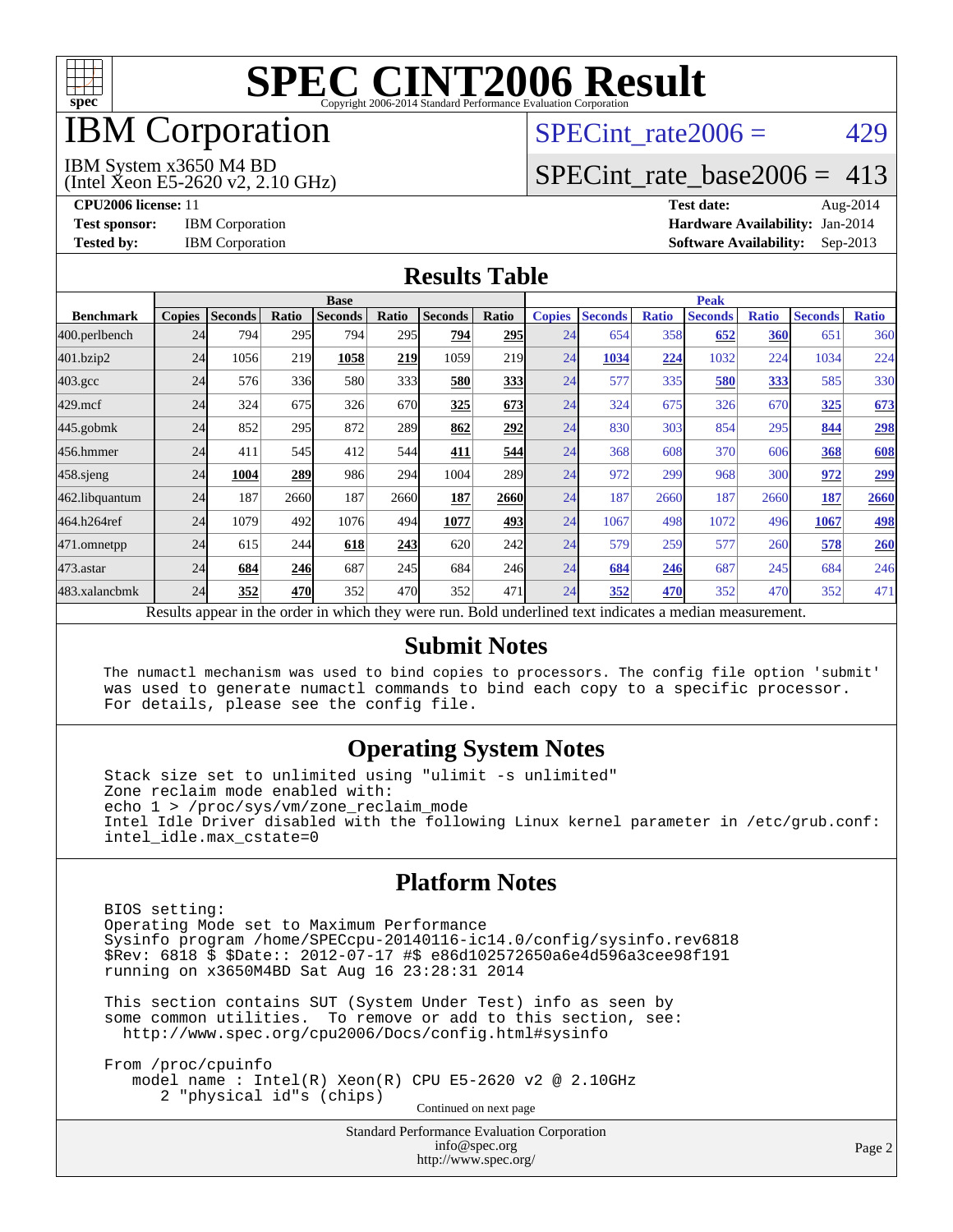# SPEC CINT2006 Result

Copyright 2006-2014 Standard Performance Evaluation Corporation

# IBM Corporation

IBM System x3650 M4 BD
(Intel Xeon E5-2620 v2, 2.10 GHz)

SPECint_rate2006 = 429

SPECint_rate_base2006 = 413

**CPU2006 license:** 11
**Test sponsor:** IBM Corporation
**Tested by:** IBM Corporation

**Test date:** Aug-2014
**Hardware Availability:** Jan-2014
**Software Availability:** Sep-2013

## Results Table

| Benchmark | Base | | | | | | | Peak | | | | | | |
|---|---|---|---|---|---|---|---|---|---|---|---|---|---|---|
| | Copies | Seconds | Ratio | Seconds | Ratio | Seconds | Ratio | Copies | Seconds | Ratio | Seconds | Ratio | Seconds | Ratio |
| 400.perlbench | 24 | 794 | 295 | 794 | 295 | **794** | **295** | 24 | 654 | 358 | **652** | **360** | 651 | 360 |
| 401.bzip2 | 24 | 1056 | 219 | **1058** | **219** | 1059 | 219 | 24 | **1034** | **224** | 1032 | 224 | 1034 | 224 |
| 403.gcc | 24 | 576 | 336 | 580 | 333 | **580** | **333** | 24 | 577 | 335 | **580** | **333** | 585 | 330 |
| 429.mcf | 24 | 324 | 675 | 326 | 670 | **325** | **673** | 24 | 324 | 675 | 326 | 670 | **325** | **673** |
| 445.gobmk | 24 | 852 | 295 | 872 | 289 | **862** | **292** | 24 | 830 | 303 | 854 | 295 | **844** | **298** |
| 456.hmmer | 24 | 411 | 545 | 412 | 544 | **411** | **544** | 24 | 368 | 608 | 370 | 606 | **368** | **608** |
| 458.sjeng | 24 | **1004** | **289** | 986 | 294 | 1004 | 289 | 24 | 972 | 299 | 968 | 300 | **972** | **299** |
| 462.libquantum | 24 | 187 | 2660 | 187 | 2660 | **187** | **2660** | 24 | 187 | 2660 | 187 | 2660 | **187** | **2660** |
| 464.h264ref | 24 | 1079 | 492 | 1076 | 494 | **1077** | **493** | 24 | 1067 | 498 | 1072 | 496 | **1067** | **498** |
| 471.omnetpp | 24 | 615 | 244 | **618** | **243** | 620 | 242 | 24 | 579 | 259 | 577 | 260 | **578** | **260** |
| 473.astar | 24 | **684** | **246** | 687 | 245 | 684 | 246 | 24 | **684** | **246** | 687 | 245 | 684 | 246 |
| 483.xalancbmk | 24 | **352** | **470** | 352 | 470 | 352 | 471 | 24 | **352** | **470** | 352 | 470 | 352 | 471 |

Results appear in the order in which they were run. Bold underlined text indicates a median measurement.

## Submit Notes

```
The numactl mechanism was used to bind copies to processors. The config file option 'submit'
was used to generate numactl commands to bind each copy to a specific processor.
For details, please see the config file.
```

## Operating System Notes

```
Stack size set to unlimited using "ulimit -s unlimited"
Zone reclaim mode enabled with:
echo 1 > /proc/sys/vm/zone_reclaim_mode
Intel Idle Driver disabled with the following Linux kernel parameter in /etc/grub.conf:
intel_idle.max_cstate=0
```

## Platform Notes

```
BIOS setting:
Operating Mode set to Maximum Performance
Sysinfo program /home/SPECcpu-20140116-ic14.0/config/sysinfo.rev6818
$Rev: 6818 $ $Date:: 2012-07-17 #$ e86d102572650a6e4d596a3cee98f191
running on x3650M4BD Sat Aug 16 23:28:31 2014

This section contains SUT (System Under Test) info as seen by
some common utilities.  To remove or add to this section, see:
  http://www.spec.org/cpu2006/Docs/config.html#sysinfo

From /proc/cpuinfo
   model name : Intel(R) Xeon(R) CPU E5-2620 v2 @ 2.10GHz
      2 "physical id"s (chips)
```

Continued on next page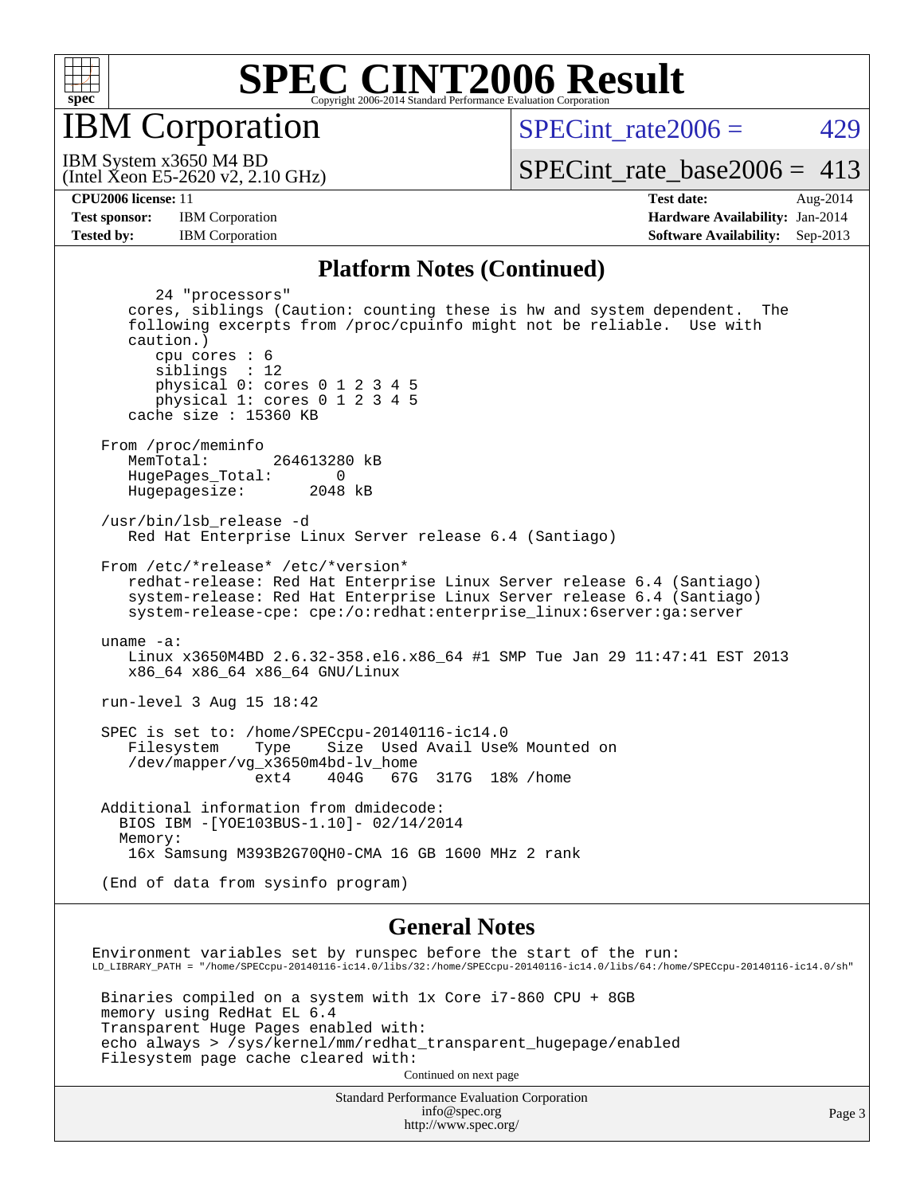# SPEC CINT2006 Result

Copyright 2006-2014 Standard Performance Evaluation Corporation

## IBM Corporation

IBM System x3650 M4 BD
(Intel Xeon E5-2620 v2, 2.10 GHz)

SPECint_rate2006 = 429

SPECint_rate_base2006 = 413

**CPU2006 license:** 11
**Test sponsor:** IBM Corporation
**Tested by:** IBM Corporation

**Test date:** Aug-2014
**Hardware Availability:** Jan-2014
**Software Availability:** Sep-2013

### Platform Notes (Continued)

```
        24 "processors"
     cores, siblings (Caution: counting these is hw and system dependent.  The
     following excerpts from /proc/cpuinfo might not be reliable.  Use with
     caution.)
        cpu cores : 6
        siblings  : 12
        physical 0: cores 0 1 2 3 4 5
        physical 1: cores 0 1 2 3 4 5
     cache size : 15360 KB

  From /proc/meminfo
     MemTotal:       264613280 kB
     HugePages_Total:       0
     Hugepagesize:       2048 kB

  /usr/bin/lsb_release -d
     Red Hat Enterprise Linux Server release 6.4 (Santiago)

  From /etc/*release* /etc/*version*
     redhat-release: Red Hat Enterprise Linux Server release 6.4 (Santiago)
     system-release: Red Hat Enterprise Linux Server release 6.4 (Santiago)
     system-release-cpe: cpe:/o:redhat:enterprise_linux:6server:ga:server

  uname -a:
     Linux x3650M4BD 2.6.32-358.el6.x86_64 #1 SMP Tue Jan 29 11:47:41 EST 2013
     x86_64 x86_64 x86_64 GNU/Linux

  run-level 3 Aug 15 18:42

  SPEC is set to: /home/SPECcpu-20140116-ic14.0
     Filesystem    Type    Size  Used Avail Use% Mounted on
     /dev/mapper/vg_x3650m4bd-lv_home
                   ext4    404G   67G  317G  18% /home

  Additional information from dmidecode:
    BIOS IBM -[YOE103BUS-1.10]- 02/14/2014
    Memory:
     16x Samsung M393B2G70QH0-CMA 16 GB 1600 MHz 2 rank

  (End of data from sysinfo program)
```

### General Notes

```
Environment variables set by runspec before the start of the run:
LD_LIBRARY_PATH = "/home/SPECcpu-20140116-ic14.0/libs/32:/home/SPECcpu-20140116-ic14.0/libs/64:/home/SPECcpu-20140116-ic14.0/sh"

 Binaries compiled on a system with 1x Core i7-860 CPU + 8GB
 memory using RedHat EL 6.4
 Transparent Huge Pages enabled with:
 echo always > /sys/kernel/mm/redhat_transparent_hugepage/enabled
 Filesystem page cache cleared with:
```

Continued on next page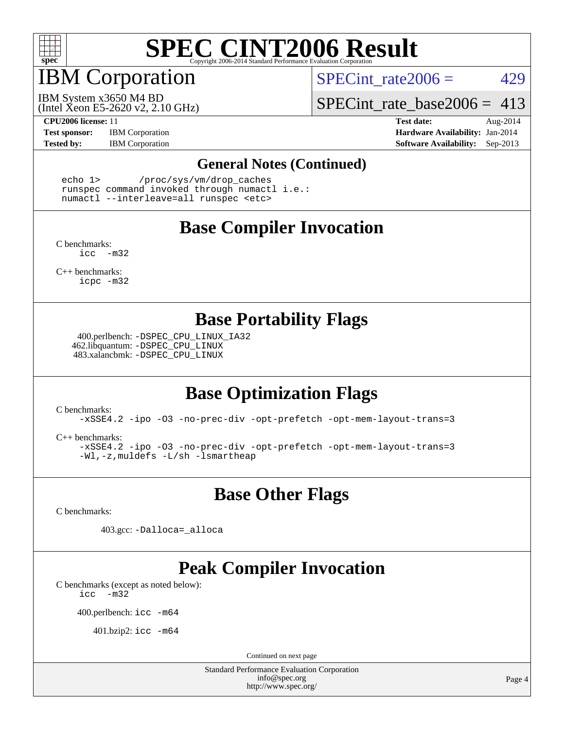# SPEC CINT2006 Result

Copyright 2006-2014 Standard Performance Evaluation Corporation

# IBM Corporation

IBM System x3650 M4 BD
(Intel Xeon E5-2620 v2, 2.10 GHz)

SPECint_rate2006 = 429

SPECint_rate_base2006 = 413

| | | | |
|---|---|---|---|
| **CPU2006 license:** | 11 | **Test date:** | Aug-2014 |
| **Test sponsor:** | IBM Corporation | **Hardware Availability:** | Jan-2014 |
| **Tested by:** | IBM Corporation | **Software Availability:** | Sep-2013 |

## General Notes (Continued)

```
echo 1>       /proc/sys/vm/drop_caches
runspec command invoked through numactl i.e.:
numactl --interleave=all runspec <etc>
```

## Base Compiler Invocation

C benchmarks:
`icc -m32`

C++ benchmarks:
`icpc -m32`

## Base Portability Flags

400.perlbench: `-DSPEC_CPU_LINUX_IA32`
462.libquantum: `-DSPEC_CPU_LINUX`
483.xalancbmk: `-DSPEC_CPU_LINUX`

## Base Optimization Flags

C benchmarks:
`-xSSE4.2 -ipo -O3 -no-prec-div -opt-prefetch -opt-mem-layout-trans=3`

C++ benchmarks:
`-xSSE4.2 -ipo -O3 -no-prec-div -opt-prefetch -opt-mem-layout-trans=3 -Wl,-z,muldefs -L/sh -lsmartheap`

## Base Other Flags

C benchmarks:

403.gcc: `-Dalloca=_alloca`

## Peak Compiler Invocation

C benchmarks (except as noted below):
`icc -m32`

400.perlbench: `icc -m64`

401.bzip2: `icc -m64`

Continued on next page

Standard Performance Evaluation Corporation
info@spec.org
http://www.spec.org/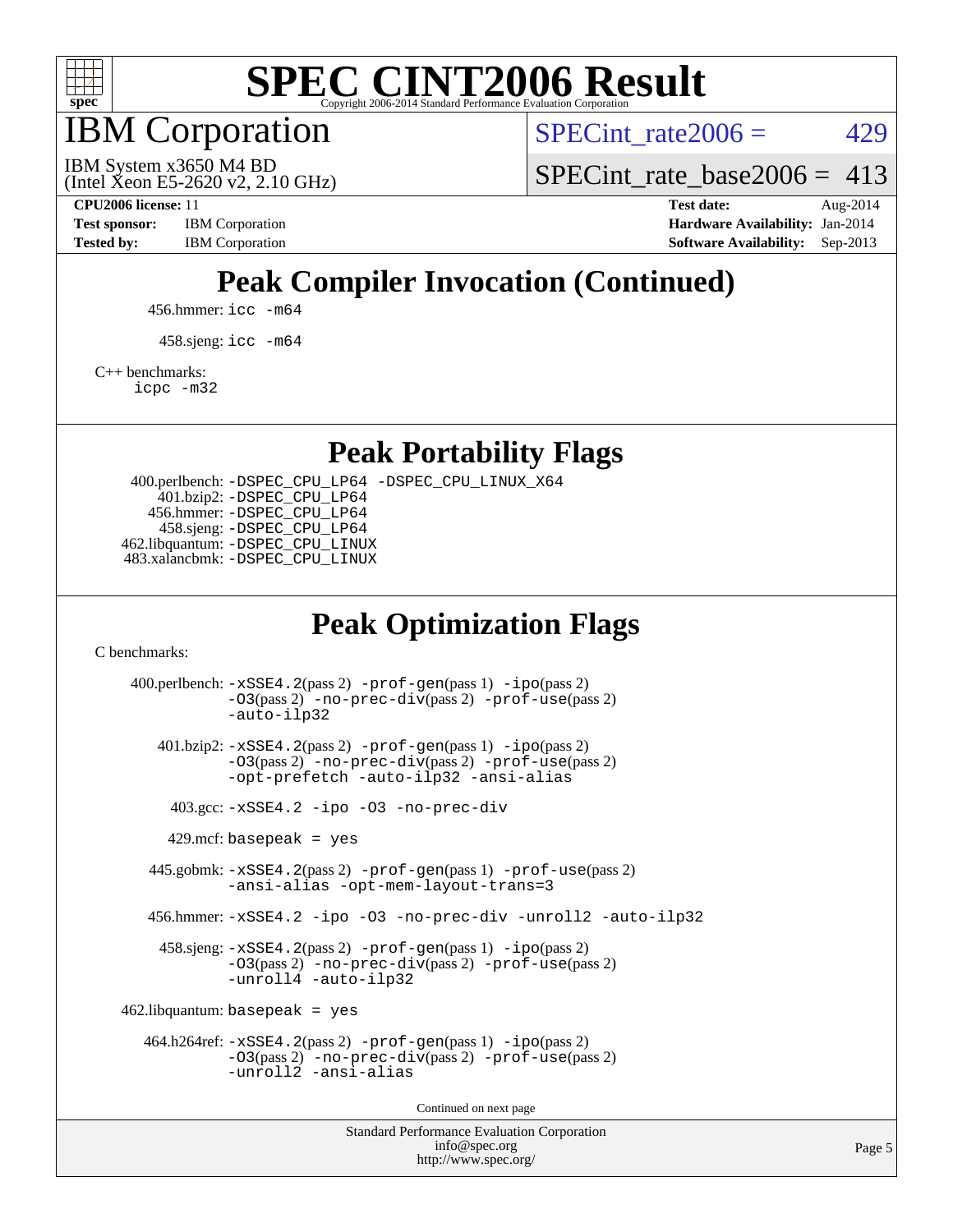# SPEC CINT2006 Result

Copyright 2006-2014 Standard Performance Evaluation Corporation

# IBM Corporation

IBM System x3650 M4 BD
(Intel Xeon E5-2620 v2, 2.10 GHz)

SPECint_rate2006 = 429

SPECint_rate_base2006 = 413

**CPU2006 license:** 11
**Test sponsor:** IBM Corporation
**Tested by:** IBM Corporation

**Test date:** Aug-2014
**Hardware Availability:** Jan-2014
**Software Availability:** Sep-2013

## Peak Compiler Invocation (Continued)

456.hmmer: `icc -m64`

458.sjeng: `icc -m64`

C++ benchmarks:
`icpc -m32`

## Peak Portability Flags

400.perlbench: `-DSPEC_CPU_LP64 -DSPEC_CPU_LINUX_X64`
401.bzip2: `-DSPEC_CPU_LP64`
456.hmmer: `-DSPEC_CPU_LP64`
458.sjeng: `-DSPEC_CPU_LP64`
462.libquantum: `-DSPEC_CPU_LINUX`
483.xalancbmk: `-DSPEC_CPU_LINUX`

## Peak Optimization Flags

C benchmarks:

400.perlbench: `-xSSE4.2`(pass 2) `-prof-gen`(pass 1) `-ipo`(pass 2) `-O3`(pass 2) `-no-prec-div`(pass 2) `-prof-use`(pass 2) `-auto-ilp32`

401.bzip2: `-xSSE4.2`(pass 2) `-prof-gen`(pass 1) `-ipo`(pass 2) `-O3`(pass 2) `-no-prec-div`(pass 2) `-prof-use`(pass 2) `-opt-prefetch -auto-ilp32 -ansi-alias`

403.gcc: `-xSSE4.2 -ipo -O3 -no-prec-div`

429.mcf: `basepeak = yes`

445.gobmk: `-xSSE4.2`(pass 2) `-prof-gen`(pass 1) `-prof-use`(pass 2) `-ansi-alias -opt-mem-layout-trans=3`

456.hmmer: `-xSSE4.2 -ipo -O3 -no-prec-div -unroll2 -auto-ilp32`

458.sjeng: `-xSSE4.2`(pass 2) `-prof-gen`(pass 1) `-ipo`(pass 2) `-O3`(pass 2) `-no-prec-div`(pass 2) `-prof-use`(pass 2) `-unroll4 -auto-ilp32`

462.libquantum: `basepeak = yes`

464.h264ref: `-xSSE4.2`(pass 2) `-prof-gen`(pass 1) `-ipo`(pass 2) `-O3`(pass 2) `-no-prec-div`(pass 2) `-prof-use`(pass 2) `-unroll2 -ansi-alias`

Continued on next page

Standard Performance Evaluation Corporation
info@spec.org
http://www.spec.org/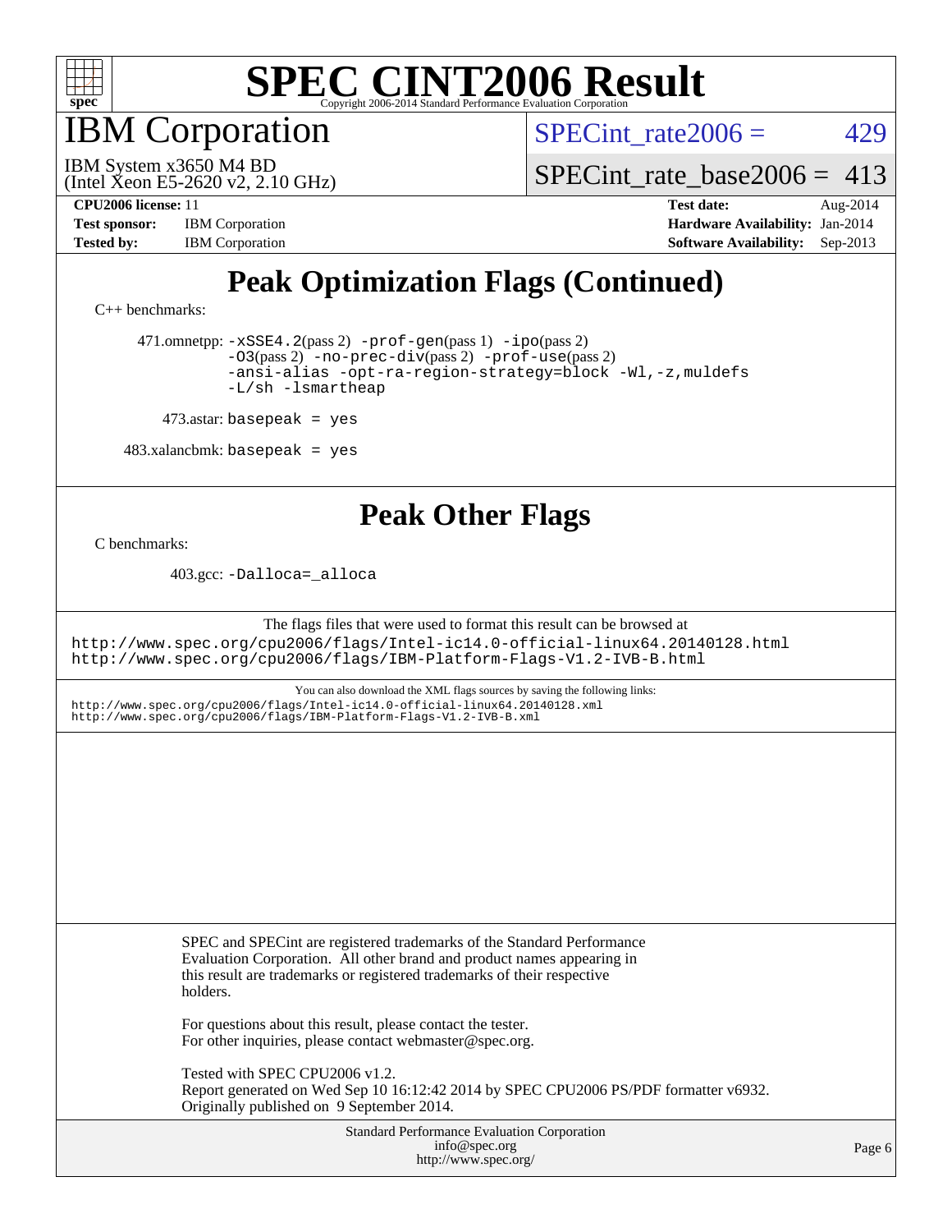# SPEC CINT2006 Result

Copyright 2006-2014 Standard Performance Evaluation Corporation

# IBM Corporation

IBM System x3650 M4 BD
(Intel Xeon E5-2620 v2, 2.10 GHz)

SPECint_rate2006 = 429

SPECint_rate_base2006 = 413

**CPU2006 license:** 11
**Test sponsor:** IBM Corporation
**Tested by:** IBM Corporation

**Test date:** Aug-2014
**Hardware Availability:** Jan-2014
**Software Availability:** Sep-2013

## Peak Optimization Flags (Continued)

C++ benchmarks:

471.omnetpp: -xSSE4.2(pass 2) -prof-gen(pass 1) -ipo(pass 2) -O3(pass 2) -no-prec-div(pass 2) -prof-use(pass 2) -ansi-alias -opt-ra-region-strategy=block -Wl,-z,muldefs -L/sh -lsmartheap

473.astar: basepeak = yes

483.xalancbmk: basepeak = yes

## Peak Other Flags

C benchmarks:

403.gcc: -Dalloca=_alloca

The flags files that were used to format this result can be browsed at
http://www.spec.org/cpu2006/flags/Intel-ic14.0-official-linux64.20140128.html
http://www.spec.org/cpu2006/flags/IBM-Platform-Flags-V1.2-IVB-B.html

You can also download the XML flags sources by saving the following links:
http://www.spec.org/cpu2006/flags/Intel-ic14.0-official-linux64.20140128.xml
http://www.spec.org/cpu2006/flags/IBM-Platform-Flags-V1.2-IVB-B.xml

SPEC and SPECint are registered trademarks of the Standard Performance Evaluation Corporation. All other brand and product names appearing in this result are trademarks or registered trademarks of their respective holders.

For questions about this result, please contact the tester.
For other inquiries, please contact webmaster@spec.org.

Tested with SPEC CPU2006 v1.2.
Report generated on Wed Sep 10 16:12:42 2014 by SPEC CPU2006 PS/PDF formatter v6932.
Originally published on 9 September 2014.

Standard Performance Evaluation Corporation
info@spec.org
http://www.spec.org/